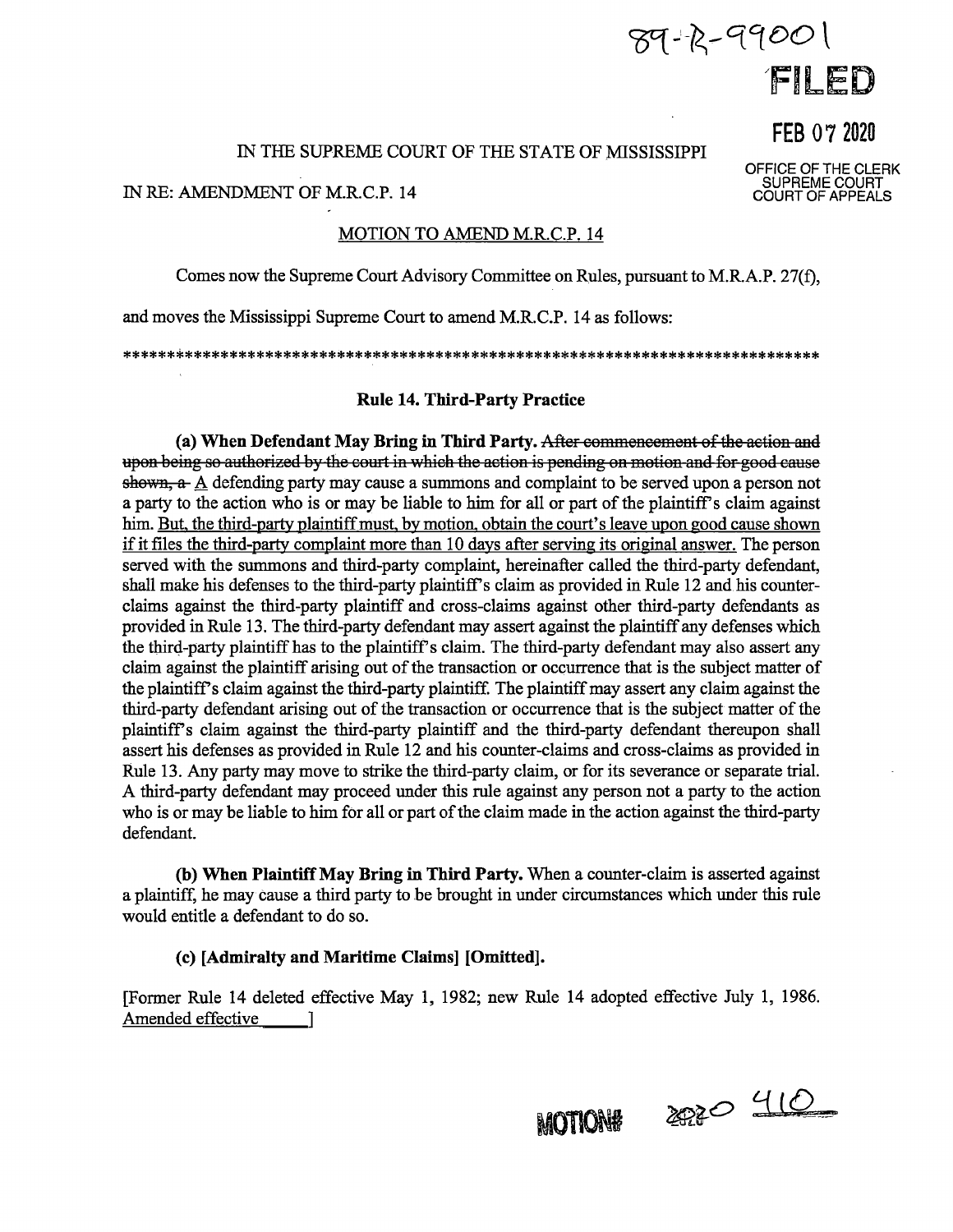89-R-99001

FILED

FEB 07 2020

OFFICE OF THE CLERK
SUPREME COURT
COURT OF APPEALS

IN THE SUPREME COURT OF THE STATE OF MISSISSIPPI

IN RE: AMENDMENT OF M.R.C.P. 14

MOTION TO AMEND M.R.C.P. 14

Comes now the Supreme Court Advisory Committee on Rules, pursuant to M.R.A.P. 27(f), and moves the Mississippi Supreme Court to amend M.R.C.P. 14 as follows:

*******************************************************************************

**Rule 14. Third-Party Practice**

**(a) When Defendant May Bring in Third Party.** ~~After commencement of the action and upon being so authorized by the court in which the action is pending on motion and for good cause shown, a~~ A defending party may cause a summons and complaint to be served upon a person not a party to the action who is or may be liable to him for all or part of the plaintiff's claim against him. <u>But, the third-party plaintiff must, by motion, obtain the court's leave upon good cause shown if it files the third-party complaint more than 10 days after serving its original answer.</u> The person served with the summons and third-party complaint, hereinafter called the third-party defendant, shall make his defenses to the third-party plaintiff's claim as provided in Rule 12 and his counter-claims against the third-party plaintiff and cross-claims against other third-party defendants as provided in Rule 13. The third-party defendant may assert against the plaintiff any defenses which the third-party plaintiff has to the plaintiff's claim. The third-party defendant may also assert any claim against the plaintiff arising out of the transaction or occurrence that is the subject matter of the plaintiff's claim against the third-party plaintiff. The plaintiff may assert any claim against the third-party defendant arising out of the transaction or occurrence that is the subject matter of the plaintiff's claim against the third-party plaintiff and the third-party defendant thereupon shall assert his defenses as provided in Rule 12 and his counter-claims and cross-claims as provided in Rule 13. Any party may move to strike the third-party claim, or for its severance or separate trial. A third-party defendant may proceed under this rule against any person not a party to the action who is or may be liable to him for all or part of the claim made in the action against the third-party defendant.

**(b) When Plaintiff May Bring in Third Party.** When a counter-claim is asserted against a plaintiff, he may cause a third party to be brought in under circumstances which under this rule would entitle a defendant to do so.

**(c) [Admiralty and Maritime Claims] [Omitted].**

[Former Rule 14 deleted effective May 1, 1982; new Rule 14 adopted effective July 1, 1986. <u>Amended effective \_\_\_\_\_</u>]

MOTION# 2020 410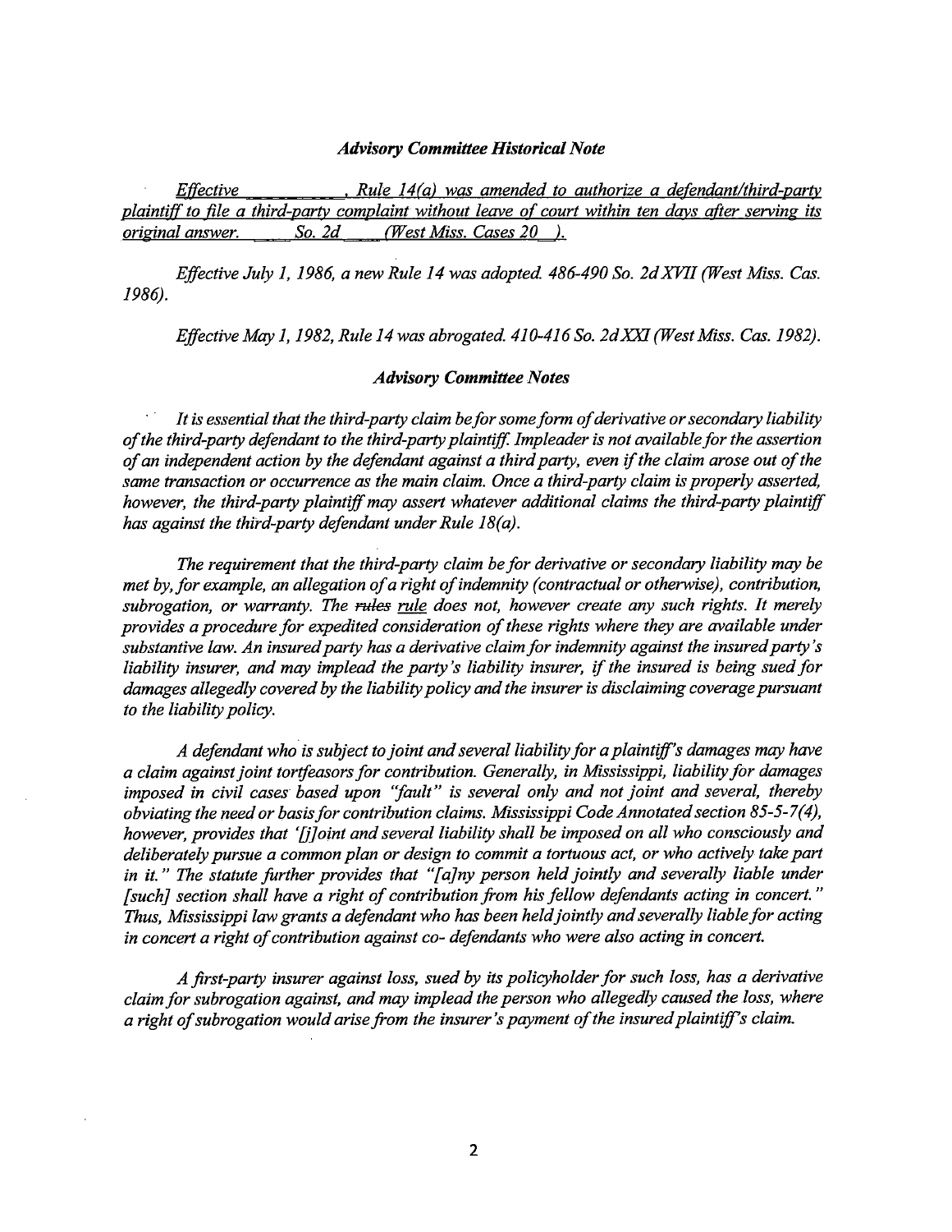### *Advisory Committee Historical Note*

*Effective ________, Rule 14(a) was amended to authorize a defendant/third-party plaintiff to file a third-party complaint without leave of court within ten days after serving its original answer. ___ So. 2d ___ (West Miss. Cases 20__).*

*Effective July 1, 1986, a new Rule 14 was adopted. 486-490 So. 2d XVII (West Miss. Cas. 1986).*

*Effective May 1, 1982, Rule 14 was abrogated. 410-416 So. 2d XXI (West Miss. Cas. 1982).*

### *Advisory Committee Notes*

*It is essential that the third-party claim be for some form of derivative or secondary liability of the third-party defendant to the third-party plaintiff. Impleader is not available for the assertion of an independent action by the defendant against a third party, even if the claim arose out of the same transaction or occurrence as the main claim. Once a third-party claim is properly asserted, however, the third-party plaintiff may assert whatever additional claims the third-party plaintiff has against the third-party defendant under Rule 18(a).*

*The requirement that the third-party claim be for derivative or secondary liability may be met by, for example, an allegation of a right of indemnity (contractual or otherwise), contribution, subrogation, or warranty. The ~~rules~~ rule does not, however create any such rights. It merely provides a procedure for expedited consideration of these rights where they are available under substantive law. An insured party has a derivative claim for indemnity against the insured party's liability insurer, and may implead the party's liability insurer, if the insured is being sued for damages allegedly covered by the liability policy and the insurer is disclaiming coverage pursuant to the liability policy.*

*A defendant who is subject to joint and several liability for a plaintiff's damages may have a claim against joint tortfeasors for contribution. Generally, in Mississippi, liability for damages imposed in civil cases based upon "fault" is several only and not joint and several, thereby obviating the need or basis for contribution claims. Mississippi Code Annotated section 85-5-7(4), however, provides that '[j]oint and several liability shall be imposed on all who consciously and deliberately pursue a common plan or design to commit a tortuous act, or who actively take part in it." The statute further provides that "[a]ny person held jointly and severally liable under [such] section shall have a right of contribution from his fellow defendants acting in concert." Thus, Mississippi law grants a defendant who has been held jointly and severally liable for acting in concert a right of contribution against co- defendants who were also acting in concert.*

*A first-party insurer against loss, sued by its policyholder for such loss, has a derivative claim for subrogation against, and may implead the person who allegedly caused the loss, where a right of subrogation would arise from the insurer's payment of the insured plaintiff's claim.*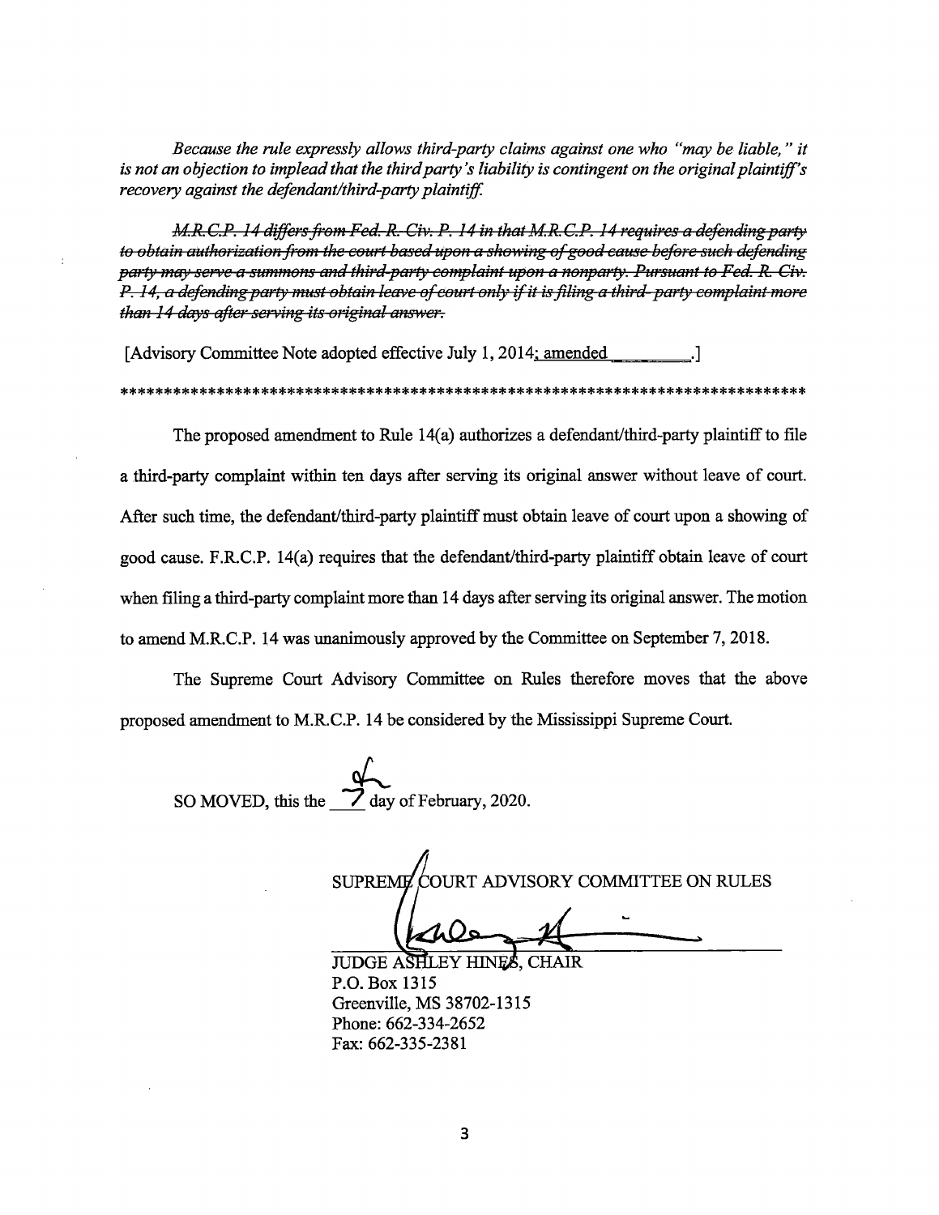*Because the rule expressly allows third-party claims against one who "may be liable," it is not an objection to implead that the third party's liability is contingent on the original plaintiff's recovery against the defendant/third-party plaintiff.*

~~*M.R.C.P. 14 differs from Fed. R. Civ. P. 14 in that M.R.C.P. 14 requires a defending party to obtain authorization from the court based upon a showing of good cause before such defending party may serve a summons and third-party complaint upon a nonparty. Pursuant to Fed. R. Civ. P. 14, a defending party must obtain leave of court only if it is filing a third- party complaint more than 14 days after serving its original answer.*~~

[Advisory Committee Note adopted effective July 1, 2014; amended ________.]

\*\*\*\*\*\*\*\*\*\*\*\*\*\*\*\*\*\*\*\*\*\*\*\*\*\*\*\*\*\*\*\*\*\*\*\*\*\*\*\*\*\*\*\*\*\*\*\*\*\*\*\*\*\*\*\*\*\*\*\*\*\*\*\*\*\*\*\*\*\*\*\*\*\*\*\*\*\*\*\*

The proposed amendment to Rule 14(a) authorizes a defendant/third-party plaintiff to file a third-party complaint within ten days after serving its original answer without leave of court. After such time, the defendant/third-party plaintiff must obtain leave of court upon a showing of good cause. F.R.C.P. 14(a) requires that the defendant/third-party plaintiff obtain leave of court when filing a third-party complaint more than 14 days after serving its original answer. The motion to amend M.R.C.P. 14 was unanimously approved by the Committee on September 7, 2018.

The Supreme Court Advisory Committee on Rules therefore moves that the above proposed amendment to M.R.C.P. 14 be considered by the Mississippi Supreme Court.

SO MOVED, this the 7 day of February, 2020.

SUPREME COURT ADVISORY COMMITTEE ON RULES

JUDGE ASHLEY HINES, CHAIR
P.O. Box 1315
Greenville, MS 38702-1315
Phone: 662-334-2652
Fax: 662-335-2381